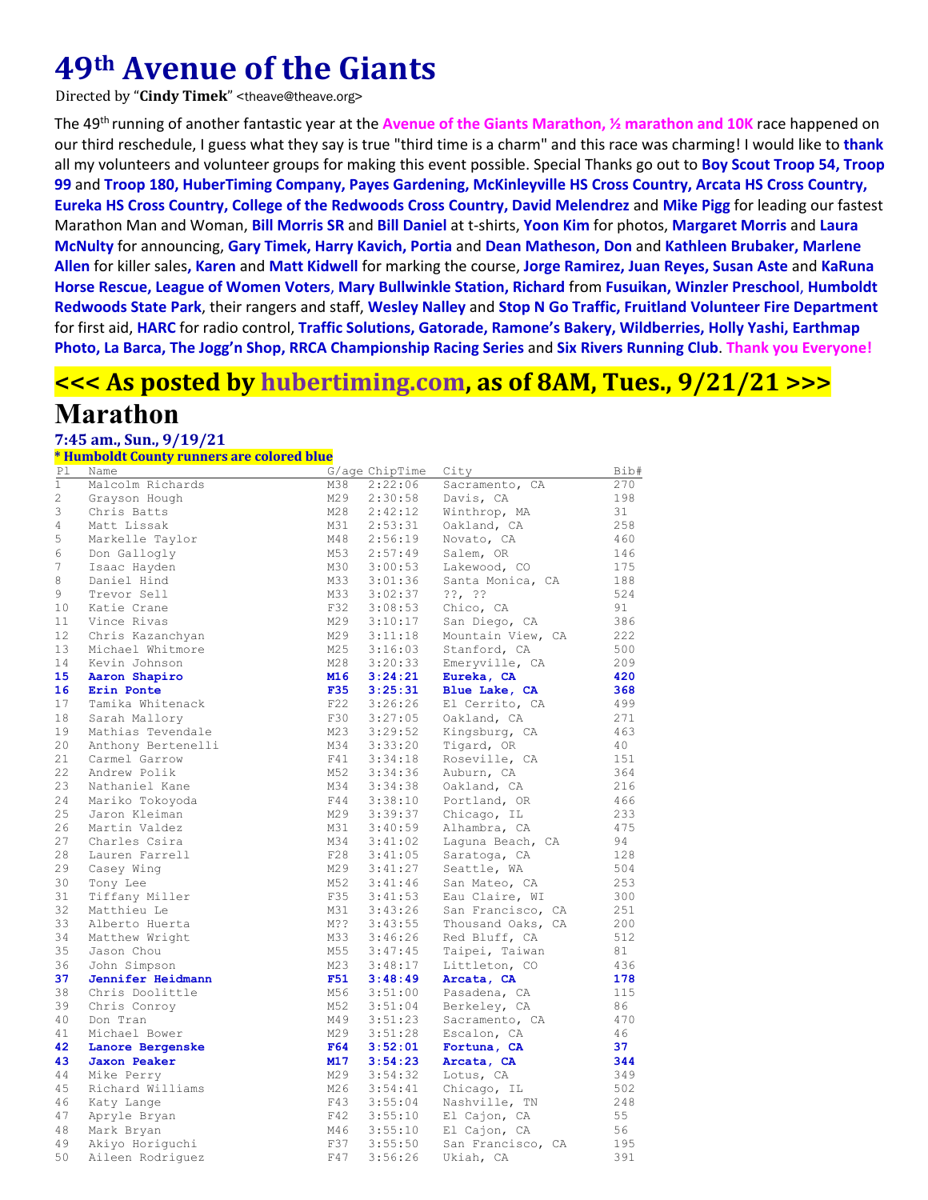# 49th Avenue of the Giants

Directed by "**Cindy Timek**" <theave@theave.org>

The 49th running of another fantastic year at the **Avenue of the Giants Marathon, ½ marathon and 10K** race happened on our third reschedule, I guess what they say is true "third time is a charm" and this race was charming! I would like to **thank** all my volunteers and volunteer groups for making this event possible. Special Thanks go out to **Boy Scout Troop 54, Troop 99** and **Troop 180, HuberTiming Company, Payes Gardening, McKinleyville HS Cross Country, Arcata HS Cross Country, Eureka HS Cross Country, College of the Redwoods Cross Country, David Melendrez** and **Mike Pigg** for leading our fastest Marathon Man and Woman, **Bill Morris SR** and **Bill Daniel** at t-shirts, **Yoon Kim** for photos, **Margaret Morris** and **Laura McNulty** for announcing, **Gary Timek, Harry Kavich, Portia** and **Dean Matheson, Don** and **Kathleen Brubaker, Marlene Allen** for killer sales**,** **Karen** and **Matt Kidwell** for marking the course, **Jorge Ramirez, Juan Reyes, Susan Aste** and **KaRuna Horse Rescue, League of Women Voters**, **Mary Bullwinkle Station, Richard** from **Fusuikan, Winzler Preschool**, **Humboldt Redwoods State Park**, their rangers and staff, **Wesley Nalley** and **Stop N Go Traffic, Fruitland Volunteer Fire Department** for first aid, **HARC** for radio control, **Traffic Solutions, Gatorade, Ramone's Bakery, Wildberries, Holly Yashi, Earthmap Photo, La Barca, The Jogg'n Shop, RRCA Championship Racing Series** and **Six Rivers Running Club**. **Thank you Everyone!**

## <<< As posted by hubertiming.com, as of 8AM, Tues., 9/21/21 >>>

# Marathon

### 7:45 am., Sun., 9/19/21

**\* Humboldt County runners are colored blue**

| Pl | Name | G/age | ChipTime | City | Bib# |
|---|---|---|---|---|---|
| 1 | Malcolm Richards | M38 | 2:22:06 | Sacramento, CA | 270 |
| 2 | Grayson Hough | M29 | 2:30:58 | Davis, CA | 198 |
| 3 | Chris Batts | M28 | 2:42:12 | Winthrop, MA | 31 |
| 4 | Matt Lissak | M31 | 2:53:31 | Oakland, CA | 258 |
| 5 | Markelle Taylor | M48 | 2:56:19 | Novato, CA | 460 |
| 6 | Don Gallogly | M53 | 2:57:49 | Salem, OR | 146 |
| 7 | Isaac Hayden | M30 | 3:00:53 | Lakewood, CO | 175 |
| 8 | Daniel Hind | M33 | 3:01:36 | Santa Monica, CA | 188 |
| 9 | Trevor Sell | M33 | 3:02:37 | ??, ?? | 524 |
| 10 | Katie Crane | F32 | 3:08:53 | Chico, CA | 91 |
| 11 | Vince Rivas | M29 | 3:10:17 | San Diego, CA | 386 |
| 12 | Chris Kazanchyan | M29 | 3:11:18 | Mountain View, CA | 222 |
| 13 | Michael Whitmore | M25 | 3:16:03 | Stanford, CA | 500 |
| 14 | Kevin Johnson | M28 | 3:20:33 | Emeryville, CA | 209 |
| **15** | **Aaron Shapiro** | **M16** | **3:24:21** | **Eureka, CA** | **420** |
| **16** | **Erin Ponte** | **F35** | **3:25:31** | **Blue Lake, CA** | **368** |
| 17 | Tamika Whitenack | F22 | 3:26:26 | El Cerrito, CA | 499 |
| 18 | Sarah Mallory | F30 | 3:27:05 | Oakland, CA | 271 |
| 19 | Mathias Tevendale | M23 | 3:29:52 | Kingsburg, CA | 463 |
| 20 | Anthony Bertenelli | M34 | 3:33:20 | Tigard, OR | 40 |
| 21 | Carmel Garrow | F41 | 3:34:18 | Roseville, CA | 151 |
| 22 | Andrew Polik | M52 | 3:34:36 | Auburn, CA | 364 |
| 23 | Nathaniel Kane | M34 | 3:34:38 | Oakland, CA | 216 |
| 24 | Mariko Tokoyoda | F44 | 3:38:10 | Portland, OR | 466 |
| 25 | Jaron Kleiman | M29 | 3:39:37 | Chicago, IL | 233 |
| 26 | Martin Valdez | M31 | 3:40:59 | Alhambra, CA | 475 |
| 27 | Charles Csira | M34 | 3:41:02 | Laguna Beach, CA | 94 |
| 28 | Lauren Farrell | F28 | 3:41:05 | Saratoga, CA | 128 |
| 29 | Casey Wing | M29 | 3:41:27 | Seattle, WA | 504 |
| 30 | Tony Lee | M52 | 3:41:46 | San Mateo, CA | 253 |
| 31 | Tiffany Miller | F35 | 3:41:53 | Eau Claire, WI | 300 |
| 32 | Matthieu Le | M31 | 3:43:26 | San Francisco, CA | 251 |
| 33 | Alberto Huerta | M?? | 3:43:55 | Thousand Oaks, CA | 200 |
| 34 | Matthew Wright | M33 | 3:46:26 | Red Bluff, CA | 512 |
| 35 | Jason Chou | M55 | 3:47:45 | Taipei, Taiwan | 81 |
| 36 | John Simpson | M23 | 3:48:17 | Littleton, CO | 436 |
| **37** | **Jennifer Heidmann** | **F51** | **3:48:49** | **Arcata, CA** | **178** |
| 38 | Chris Doolittle | M56 | 3:51:00 | Pasadena, CA | 115 |
| 39 | Chris Conroy | M52 | 3:51:04 | Berkeley, CA | 86 |
| 40 | Don Tran | M49 | 3:51:23 | Sacramento, CA | 470 |
| 41 | Michael Bower | M29 | 3:51:28 | Escalon, CA | 46 |
| **42** | **Lanore Bergenske** | **F64** | **3:52:01** | **Fortuna, CA** | **37** |
| **43** | **Jaxon Peaker** | **M17** | **3:54:23** | **Arcata, CA** | **344** |
| 44 | Mike Perry | M29 | 3:54:32 | Lotus, CA | 349 |
| 45 | Richard Williams | M26 | 3:54:41 | Chicago, IL | 502 |
| 46 | Katy Lange | F43 | 3:55:04 | Nashville, TN | 248 |
| 47 | Apryle Bryan | F42 | 3:55:10 | El Cajon, CA | 55 |
| 48 | Mark Bryan | M46 | 3:55:10 | El Cajon, CA | 56 |
| 49 | Akiyo Horiguchi | F37 | 3:55:50 | San Francisco, CA | 195 |
| 50 | Aileen Rodriguez | F47 | 3:56:26 | Ukiah, CA | 391 |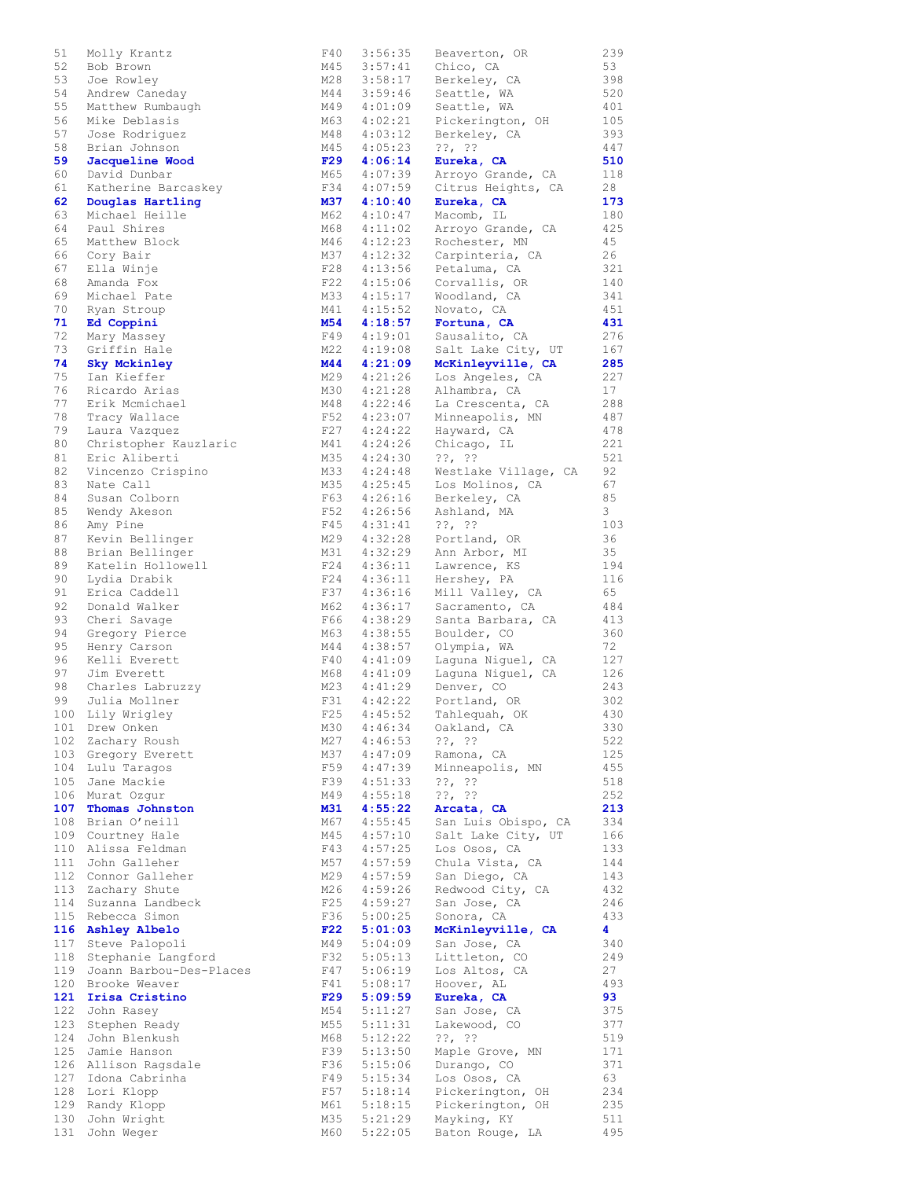| | | | | | |
|---|---|---|---|---|---|
| 51 | Molly Krantz | F40 | 3:56:35 | Beaverton, OR | 239 |
| 52 | Bob Brown | M45 | 3:57:41 | Chico, CA | 53 |
| 53 | Joe Rowley | M28 | 3:58:17 | Berkeley, CA | 398 |
| 54 | Andrew Caneday | M44 | 3:59:46 | Seattle, WA | 520 |
| 55 | Matthew Rumbaugh | M49 | 4:01:09 | Seattle, WA | 401 |
| 56 | Mike Deblasis | M63 | 4:02:21 | Pickerington, OH | 105 |
| 57 | Jose Rodriguez | M48 | 4:03:12 | Berkeley, CA | 393 |
| 58 | Brian Johnson | M45 | 4:05:23 | ??, ?? | 447 |
| **59** | **Jacqueline Wood** | **F29** | **4:06:14** | **Eureka, CA** | **510** |
| 60 | David Dunbar | M65 | 4:07:39 | Arroyo Grande, CA | 118 |
| 61 | Katherine Barcaskey | F34 | 4:07:59 | Citrus Heights, CA | 28 |
| **62** | **Douglas Hartling** | **M37** | **4:10:40** | **Eureka, CA** | **173** |
| 63 | Michael Heille | M62 | 4:10:47 | Macomb, IL | 180 |
| 64 | Paul Shires | M68 | 4:11:02 | Arroyo Grande, CA | 425 |
| 65 | Matthew Block | M46 | 4:12:23 | Rochester, MN | 45 |
| 66 | Cory Bair | M37 | 4:12:32 | Carpinteria, CA | 26 |
| 67 | Ella Winje | F28 | 4:13:56 | Petaluma, CA | 321 |
| 68 | Amanda Fox | F22 | 4:15:06 | Corvallis, OR | 140 |
| 69 | Michael Pate | M33 | 4:15:17 | Woodland, CA | 341 |
| 70 | Ryan Stroup | M41 | 4:15:52 | Novato, CA | 451 |
| **71** | **Ed Coppini** | **M54** | **4:18:57** | **Fortuna, CA** | **431** |
| 72 | Mary Massey | F49 | 4:19:01 | Sausalito, CA | 276 |
| 73 | Griffin Hale | M22 | 4:19:08 | Salt Lake City, UT | 167 |
| **74** | **Sky Mckinley** | **M44** | **4:21:09** | **McKinleyville, CA** | **285** |
| 75 | Ian Kieffer | M29 | 4:21:26 | Los Angeles, CA | 227 |
| 76 | Ricardo Arias | M30 | 4:21:28 | Alhambra, CA | 17 |
| 77 | Erik Mcmichael | M48 | 4:22:46 | La Crescenta, CA | 288 |
| 78 | Tracy Wallace | F52 | 4:23:07 | Minneapolis, MN | 487 |
| 79 | Laura Vazquez | F27 | 4:24:22 | Hayward, CA | 478 |
| 80 | Christopher Kauzlaric | M41 | 4:24:26 | Chicago, IL | 221 |
| 81 | Eric Aliberti | M35 | 4:24:30 | ??, ?? | 521 |
| 82 | Vincenzo Crispino | M33 | 4:24:48 | Westlake Village, CA | 92 |
| 83 | Nate Call | M35 | 4:25:45 | Los Molinos, CA | 67 |
| 84 | Susan Colborn | F63 | 4:26:16 | Berkeley, CA | 85 |
| 85 | Wendy Akeson | F52 | 4:26:56 | Ashland, MA | 3 |
| 86 | Amy Pine | F45 | 4:31:41 | ??, ?? | 103 |
| 87 | Kevin Bellinger | M29 | 4:32:28 | Portland, OR | 36 |
| 88 | Brian Bellinger | M31 | 4:32:29 | Ann Arbor, MI | 35 |
| 89 | Katelin Hollowell | F24 | 4:36:11 | Lawrence, KS | 194 |
| 90 | Lydia Drabik | F24 | 4:36:11 | Hershey, PA | 116 |
| 91 | Erica Caddell | F37 | 4:36:16 | Mill Valley, CA | 65 |
| 92 | Donald Walker | M62 | 4:36:17 | Sacramento, CA | 484 |
| 93 | Cheri Savage | F66 | 4:38:29 | Santa Barbara, CA | 413 |
| 94 | Gregory Pierce | M63 | 4:38:55 | Boulder, CO | 360 |
| 95 | Henry Carson | M44 | 4:38:57 | Olympia, WA | 72 |
| 96 | Kelli Everett | F40 | 4:41:09 | Laguna Niguel, CA | 127 |
| 97 | Jim Everett | M68 | 4:41:09 | Laguna Niguel, CA | 126 |
| 98 | Charles Labruzzy | M23 | 4:41:29 | Denver, CO | 243 |
| 99 | Julia Mollner | F31 | 4:42:22 | Portland, OR | 302 |
| 100 | Lily Wrigley | F25 | 4:45:52 | Tahlequah, OK | 430 |
| 101 | Drew Onken | M30 | 4:46:34 | Oakland, CA | 330 |
| 102 | Zachary Roush | M27 | 4:46:53 | ??, ?? | 522 |
| 103 | Gregory Everett | M37 | 4:47:09 | Ramona, CA | 125 |
| 104 | Lulu Taragos | F59 | 4:47:39 | Minneapolis, MN | 455 |
| 105 | Jane Mackie | F39 | 4:51:33 | ??, ?? | 518 |
| 106 | Murat Ozgur | M49 | 4:55:18 | ??, ?? | 252 |
| **107** | **Thomas Johnston** | **M31** | **4:55:22** | **Arcata, CA** | **213** |
| 108 | Brian O'neill | M67 | 4:55:45 | San Luis Obispo, CA | 334 |
| 109 | Courtney Hale | M45 | 4:57:10 | Salt Lake City, UT | 166 |
| 110 | Alissa Feldman | F43 | 4:57:25 | Los Osos, CA | 133 |
| 111 | John Galleher | M57 | 4:57:59 | Chula Vista, CA | 144 |
| 112 | Connor Galleher | M29 | 4:57:59 | San Diego, CA | 143 |
| 113 | Zachary Shute | M26 | 4:59:26 | Redwood City, CA | 432 |
| 114 | Suzanna Landbeck | F25 | 4:59:27 | San Jose, CA | 246 |
| 115 | Rebecca Simon | F36 | 5:00:25 | Sonora, CA | 433 |
| **116** | **Ashley Albelo** | **F22** | **5:01:03** | **McKinleyville, CA** | **4** |
| 117 | Steve Palopoli | M49 | 5:04:09 | San Jose, CA | 340 |
| 118 | Stephanie Langford | F32 | 5:05:13 | Littleton, CO | 249 |
| 119 | Joann Barbou-Des-Places | F47 | 5:06:19 | Los Altos, CA | 27 |
| 120 | Brooke Weaver | F41 | 5:08:17 | Hoover, AL | 493 |
| **121** | **Irisa Cristino** | **F29** | **5:09:59** | **Eureka, CA** | **93** |
| 122 | John Rasey | M54 | 5:11:27 | San Jose, CA | 375 |
| 123 | Stephen Ready | M55 | 5:11:31 | Lakewood, CO | 377 |
| 124 | John Blenkush | M68 | 5:12:22 | ??, ?? | 519 |
| 125 | Jamie Hanson | F39 | 5:13:50 | Maple Grove, MN | 171 |
| 126 | Allison Ragsdale | F36 | 5:15:06 | Durango, CO | 371 |
| 127 | Idona Cabrinha | F49 | 5:15:34 | Los Osos, CA | 63 |
| 128 | Lori Klopp | F57 | 5:18:14 | Pickerington, OH | 234 |
| 129 | Randy Klopp | M61 | 5:18:15 | Pickerington, OH | 235 |
| 130 | John Wright | M35 | 5:21:29 | Mayking, KY | 511 |
| 131 | John Weger | M60 | 5:22:05 | Baton Rouge, LA | 495 |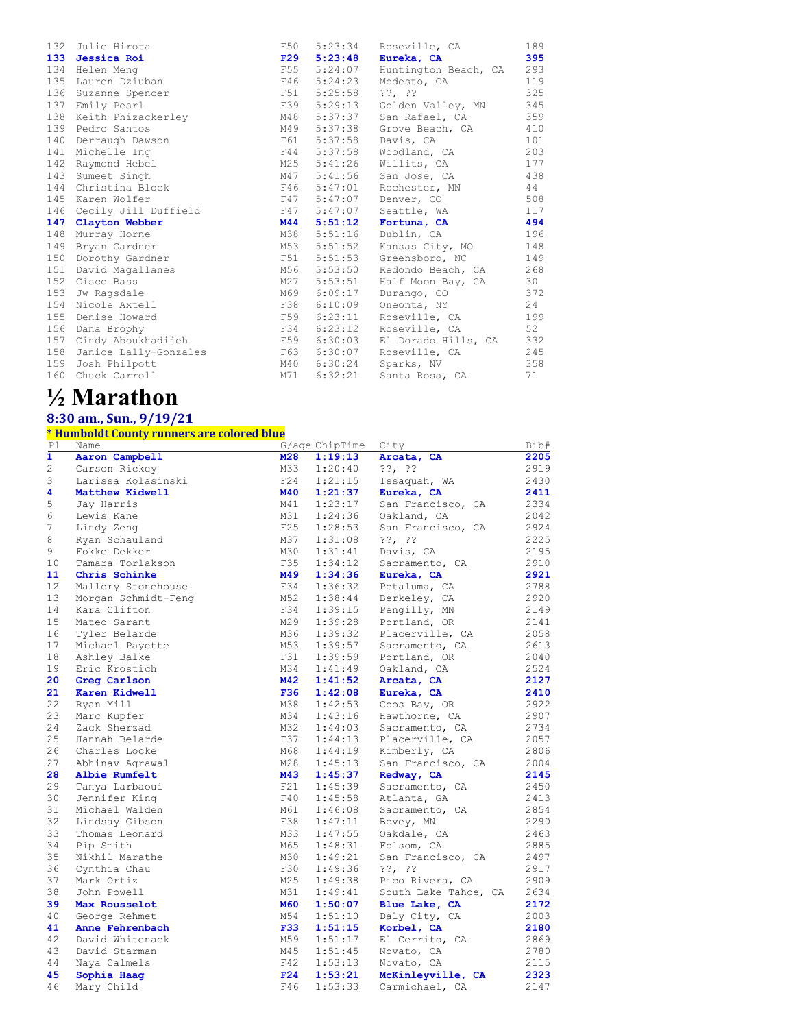| Pl | Name | G/age | ChipTime | City | Bib# |
|---|---|---|---|---|---|
| 132 | Julie Hirota | F50 | 5:23:34 | Roseville, CA | 189 |
| **133** | **Jessica Roi** | **F29** | **5:23:48** | **Eureka, CA** | **395** |
| 134 | Helen Meng | F55 | 5:24:07 | Huntington Beach, CA | 293 |
| 135 | Lauren Dziuban | F46 | 5:24:23 | Modesto, CA | 119 |
| 136 | Suzanne Spencer | F51 | 5:25:58 | ??, ?? | 325 |
| 137 | Emily Pearl | F39 | 5:29:13 | Golden Valley, MN | 345 |
| 138 | Keith Phizackerley | M48 | 5:37:37 | San Rafael, CA | 359 |
| 139 | Pedro Santos | M49 | 5:37:38 | Grove Beach, CA | 410 |
| 140 | Derraugh Dawson | F61 | 5:37:58 | Davis, CA | 101 |
| 141 | Michelle Ing | F44 | 5:37:58 | Woodland, CA | 203 |
| 142 | Raymond Hebel | M25 | 5:41:26 | Willits, CA | 177 |
| 143 | Sumeet Singh | M47 | 5:41:56 | San Jose, CA | 438 |
| 144 | Christina Block | F46 | 5:47:01 | Rochester, MN | 44 |
| 145 | Karen Wolfer | F47 | 5:47:07 | Denver, CO | 508 |
| 146 | Cecily Jill Duffield | F47 | 5:47:07 | Seattle, WA | 117 |
| **147** | **Clayton Webber** | **M44** | **5:51:12** | **Fortuna, CA** | **494** |
| 148 | Murray Horne | M38 | 5:51:16 | Dublin, CA | 196 |
| 149 | Bryan Gardner | M53 | 5:51:52 | Kansas City, MO | 148 |
| 150 | Dorothy Gardner | F51 | 5:51:53 | Greensboro, NC | 149 |
| 151 | David Magallanes | M56 | 5:53:50 | Redondo Beach, CA | 268 |
| 152 | Cisco Bass | M27 | 5:53:51 | Half Moon Bay, CA | 30 |
| 153 | Jw Ragsdale | M69 | 6:09:17 | Durango, CO | 372 |
| 154 | Nicole Axtell | F38 | 6:10:09 | Oneonta, NY | 24 |
| 155 | Denise Howard | F59 | 6:23:11 | Roseville, CA | 199 |
| 156 | Dana Brophy | F34 | 6:23:12 | Roseville, CA | 52 |
| 157 | Cindy Aboukhadijeh | F59 | 6:30:03 | El Dorado Hills, CA | 332 |
| 158 | Janice Lally-Gonzales | F63 | 6:30:07 | Roseville, CA | 245 |
| 159 | Josh Philpott | M40 | 6:30:24 | Sparks, NV | 358 |
| 160 | Chuck Carroll | M71 | 6:32:21 | Santa Rosa, CA | 71 |

# ½ Marathon

## 8:30 am., Sun., 9/19/21

**\* Humboldt County runners are colored blue**

| Pl | Name | G/age | ChipTime | City | Bib# |
|---|---|---|---|---|---|
| **1** | **Aaron Campbell** | **M28** | **1:19:13** | **Arcata, CA** | **2205** |
| 2 | Carson Rickey | M33 | 1:20:40 | ??, ?? | 2919 |
| 3 | Larissa Kolasinski | F24 | 1:21:15 | Issaquah, WA | 2430 |
| **4** | **Matthew Kidwell** | **M40** | **1:21:37** | **Eureka, CA** | **2411** |
| 5 | Jay Harris | M41 | 1:23:17 | San Francisco, CA | 2334 |
| 6 | Lewis Kane | M31 | 1:24:36 | Oakland, CA | 2042 |
| 7 | Lindy Zeng | F25 | 1:28:53 | San Francisco, CA | 2924 |
| 8 | Ryan Schauland | M37 | 1:31:08 | ??, ?? | 2225 |
| 9 | Fokke Dekker | M30 | 1:31:41 | Davis, CA | 2195 |
| 10 | Tamara Torlakson | F35 | 1:34:12 | Sacramento, CA | 2910 |
| **11** | **Chris Schinke** | **M49** | **1:34:36** | **Eureka, CA** | **2921** |
| 12 | Mallory Stonehouse | F34 | 1:36:32 | Petaluma, CA | 2788 |
| 13 | Morgan Schmidt-Feng | M52 | 1:38:44 | Berkeley, CA | 2920 |
| 14 | Kara Clifton | F34 | 1:39:15 | Pengilly, MN | 2149 |
| 15 | Mateo Sarant | M29 | 1:39:28 | Portland, OR | 2141 |
| 16 | Tyler Belarde | M36 | 1:39:32 | Placerville, CA | 2058 |
| 17 | Michael Payette | M53 | 1:39:57 | Sacramento, CA | 2613 |
| 18 | Ashley Balke | F31 | 1:39:59 | Portland, OR | 2040 |
| 19 | Eric Krostich | M34 | 1:41:49 | Oakland, CA | 2524 |
| **20** | **Greg Carlson** | **M42** | **1:41:52** | **Arcata, CA** | **2127** |
| **21** | **Karen Kidwell** | **F36** | **1:42:08** | **Eureka, CA** | **2410** |
| 22 | Ryan Mill | M38 | 1:42:53 | Coos Bay, OR | 2922 |
| 23 | Marc Kupfer | M34 | 1:43:16 | Hawthorne, CA | 2907 |
| 24 | Zack Sherzad | M32 | 1:44:03 | Sacramento, CA | 2734 |
| 25 | Hannah Belarde | F37 | 1:44:13 | Placerville, CA | 2057 |
| 26 | Charles Locke | M68 | 1:44:19 | Kimberly, CA | 2806 |
| 27 | Abhinav Agrawal | M28 | 1:45:13 | San Francisco, CA | 2004 |
| **28** | **Albie Rumfelt** | **M43** | **1:45:37** | **Redway, CA** | **2145** |
| 29 | Tanya Larbaoui | F21 | 1:45:39 | Sacramento, CA | 2450 |
| 30 | Jennifer King | F40 | 1:45:58 | Atlanta, GA | 2413 |
| 31 | Michael Walden | M61 | 1:46:08 | Sacramento, CA | 2854 |
| 32 | Lindsay Gibson | F38 | 1:47:11 | Bovey, MN | 2290 |
| 33 | Thomas Leonard | M33 | 1:47:55 | Oakdale, CA | 2463 |
| 34 | Pip Smith | M65 | 1:48:31 | Folsom, CA | 2885 |
| 35 | Nikhil Marathe | M30 | 1:49:21 | San Francisco, CA | 2497 |
| 36 | Cynthia Chau | F30 | 1:49:36 | ??, ?? | 2917 |
| 37 | Mark Ortiz | M25 | 1:49:38 | Pico Rivera, CA | 2909 |
| 38 | John Powell | M31 | 1:49:41 | South Lake Tahoe, CA | 2634 |
| **39** | **Max Rousselot** | **M60** | **1:50:07** | **Blue Lake, CA** | **2172** |
| 40 | George Rehmet | M54 | 1:51:10 | Daly City, CA | 2003 |
| **41** | **Anne Fehrenbach** | **F33** | **1:51:15** | **Korbel, CA** | **2180** |
| 42 | David Whitenack | M59 | 1:51:17 | El Cerrito, CA | 2869 |
| 43 | David Starman | M45 | 1:51:45 | Novato, CA | 2780 |
| 44 | Naya Calmels | F42 | 1:53:13 | Novato, CA | 2115 |
| **45** | **Sophia Haag** | **F24** | **1:53:21** | **McKinleyville, CA** | **2323** |
| 46 | Mary Child | F46 | 1:53:33 | Carmichael, CA | 2147 |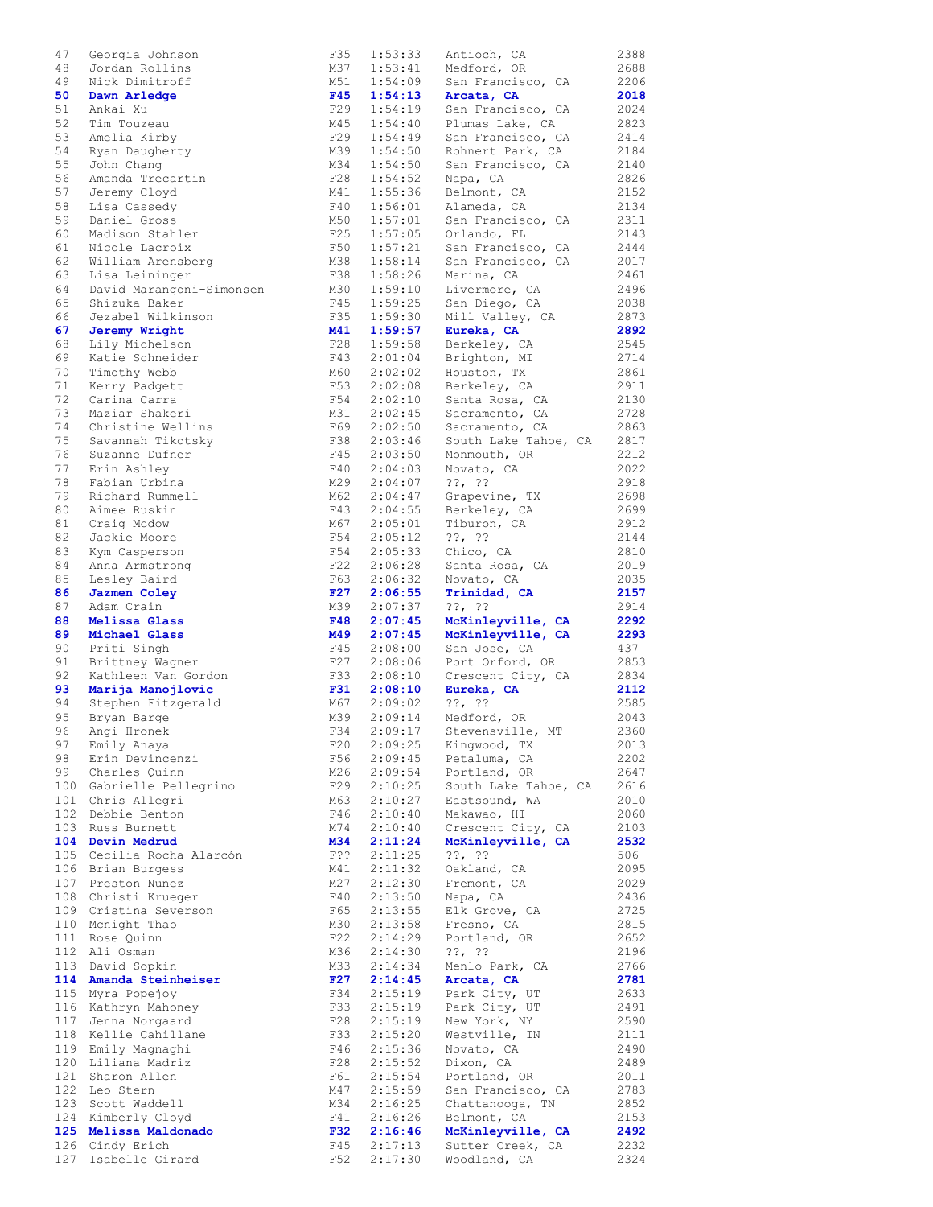| | | | | | |
|---|---|---|---|---|---|
| 47 | Georgia Johnson | F35 | 1:53:33 | Antioch, CA | 2388 |
| 48 | Jordan Rollins | M37 | 1:53:41 | Medford, OR | 2688 |
| 49 | Nick Dimitroff | M51 | 1:54:09 | San Francisco, CA | 2206 |
| **50** | **Dawn Arledge** | **F45** | **1:54:13** | **Arcata, CA** | **2018** |
| 51 | Ankai Xu | F29 | 1:54:19 | San Francisco, CA | 2024 |
| 52 | Tim Touzeau | M45 | 1:54:40 | Plumas Lake, CA | 2823 |
| 53 | Amelia Kirby | F29 | 1:54:49 | San Francisco, CA | 2414 |
| 54 | Ryan Daugherty | M39 | 1:54:50 | Rohnert Park, CA | 2184 |
| 55 | John Chang | M34 | 1:54:50 | San Francisco, CA | 2140 |
| 56 | Amanda Trecartin | F28 | 1:54:52 | Napa, CA | 2826 |
| 57 | Jeremy Cloyd | M41 | 1:55:36 | Belmont, CA | 2152 |
| 58 | Lisa Cassedy | F40 | 1:56:01 | Alameda, CA | 2134 |
| 59 | Daniel Gross | M50 | 1:57:01 | San Francisco, CA | 2311 |
| 60 | Madison Stahler | F25 | 1:57:05 | Orlando, FL | 2143 |
| 61 | Nicole Lacroix | F50 | 1:57:21 | San Francisco, CA | 2444 |
| 62 | William Arensberg | M38 | 1:58:14 | San Francisco, CA | 2017 |
| 63 | Lisa Leininger | F38 | 1:58:26 | Marina, CA | 2461 |
| 64 | David Marangoni-Simonsen | M30 | 1:59:10 | Livermore, CA | 2496 |
| 65 | Shizuka Baker | F45 | 1:59:25 | San Diego, CA | 2038 |
| 66 | Jezabel Wilkinson | F35 | 1:59:30 | Mill Valley, CA | 2873 |
| **67** | **Jeremy Wright** | **M41** | **1:59:57** | **Eureka, CA** | **2892** |
| 68 | Lily Michelson | F28 | 1:59:58 | Berkeley, CA | 2545 |
| 69 | Katie Schneider | F43 | 2:01:04 | Brighton, MI | 2714 |
| 70 | Timothy Webb | M60 | 2:02:02 | Houston, TX | 2861 |
| 71 | Kerry Padgett | F53 | 2:02:08 | Berkeley, CA | 2911 |
| 72 | Carina Carra | F54 | 2:02:10 | Santa Rosa, CA | 2130 |
| 73 | Maziar Shakeri | M31 | 2:02:45 | Sacramento, CA | 2728 |
| 74 | Christine Wellins | F69 | 2:02:50 | Sacramento, CA | 2863 |
| 75 | Savannah Tikotsky | F38 | 2:03:46 | South Lake Tahoe, CA | 2817 |
| 76 | Suzanne Dufner | F45 | 2:03:50 | Monmouth, OR | 2212 |
| 77 | Erin Ashley | F40 | 2:04:03 | Novato, CA | 2022 |
| 78 | Fabian Urbina | M29 | 2:04:07 | ??, ?? | 2918 |
| 79 | Richard Rummell | M62 | 2:04:47 | Grapevine, TX | 2698 |
| 80 | Aimee Ruskin | F43 | 2:04:55 | Berkeley, CA | 2699 |
| 81 | Craig Mcdow | M67 | 2:05:01 | Tiburon, CA | 2912 |
| 82 | Jackie Moore | F54 | 2:05:12 | ??, ?? | 2144 |
| 83 | Kym Casperson | F54 | 2:05:33 | Chico, CA | 2810 |
| 84 | Anna Armstrong | F22 | 2:06:28 | Santa Rosa, CA | 2019 |
| 85 | Lesley Baird | F63 | 2:06:32 | Novato, CA | 2035 |
| **86** | **Jazmen Coley** | **F27** | **2:06:55** | **Trinidad, CA** | **2157** |
| 87 | Adam Crain | M39 | 2:07:37 | ??, ?? | 2914 |
| **88** | **Melissa Glass** | **F48** | **2:07:45** | **McKinleyville, CA** | **2292** |
| **89** | **Michael Glass** | **M49** | **2:07:45** | **McKinleyville, CA** | **2293** |
| 90 | Priti Singh | F45 | 2:08:00 | San Jose, CA | 437 |
| 91 | Brittney Wagner | F27 | 2:08:06 | Port Orford, OR | 2853 |
| 92 | Kathleen Van Gordon | F33 | 2:08:10 | Crescent City, CA | 2834 |
| **93** | **Marija Manojlovic** | **F31** | **2:08:10** | **Eureka, CA** | **2112** |
| 94 | Stephen Fitzgerald | M67 | 2:09:02 | ??, ?? | 2585 |
| 95 | Bryan Barge | M39 | 2:09:14 | Medford, OR | 2043 |
| 96 | Angi Hronek | F34 | 2:09:17 | Stevensville, MT | 2360 |
| 97 | Emily Anaya | F20 | 2:09:25 | Kingwood, TX | 2013 |
| 98 | Erin Devincenzi | F56 | 2:09:45 | Petaluma, CA | 2202 |
| 99 | Charles Quinn | M26 | 2:09:54 | Portland, OR | 2647 |
| 100 | Gabrielle Pellegrino | F29 | 2:10:25 | South Lake Tahoe, CA | 2616 |
| 101 | Chris Allegri | M63 | 2:10:27 | Eastsound, WA | 2010 |
| 102 | Debbie Benton | F46 | 2:10:40 | Makawao, HI | 2060 |
| 103 | Russ Burnett | M74 | 2:10:40 | Crescent City, CA | 2103 |
| **104** | **Devin Medrud** | **M34** | **2:11:24** | **McKinleyville, CA** | **2532** |
| 105 | Cecilia Rocha Alarcón | F?? | 2:11:25 | ??, ?? | 506 |
| 106 | Brian Burgess | M41 | 2:11:32 | Oakland, CA | 2095 |
| 107 | Preston Nunez | M27 | 2:12:30 | Fremont, CA | 2029 |
| 108 | Christi Krueger | F40 | 2:13:50 | Napa, CA | 2436 |
| 109 | Cristina Severson | F65 | 2:13:55 | Elk Grove, CA | 2725 |
| 110 | Mcnight Thao | M30 | 2:13:58 | Fresno, CA | 2815 |
| 111 | Rose Quinn | F22 | 2:14:29 | Portland, OR | 2652 |
| 112 | Ali Osman | M36 | 2:14:30 | ??, ?? | 2196 |
| 113 | David Sopkin | M33 | 2:14:34 | Menlo Park, CA | 2766 |
| **114** | **Amanda Steinheiser** | **F27** | **2:14:45** | **Arcata, CA** | **2781** |
| 115 | Myra Popejoy | F34 | 2:15:19 | Park City, UT | 2633 |
| 116 | Kathryn Mahoney | F33 | 2:15:19 | Park City, UT | 2491 |
| 117 | Jenna Norgaard | F28 | 2:15:19 | New York, NY | 2590 |
| 118 | Kellie Cahillane | F33 | 2:15:20 | Westville, IN | 2111 |
| 119 | Emily Magnaghi | F46 | 2:15:36 | Novato, CA | 2490 |
| 120 | Liliana Madriz | F28 | 2:15:52 | Dixon, CA | 2489 |
| 121 | Sharon Allen | F61 | 2:15:54 | Portland, OR | 2011 |
| 122 | Leo Stern | M47 | 2:15:59 | San Francisco, CA | 2783 |
| 123 | Scott Waddell | M34 | 2:16:25 | Chattanooga, TN | 2852 |
| 124 | Kimberly Cloyd | F41 | 2:16:26 | Belmont, CA | 2153 |
| **125** | **Melissa Maldonado** | **F32** | **2:16:46** | **McKinleyville, CA** | **2492** |
| 126 | Cindy Erich | F45 | 2:17:13 | Sutter Creek, CA | 2232 |
| 127 | Isabelle Girard | F52 | 2:17:30 | Woodland, CA | 2324 |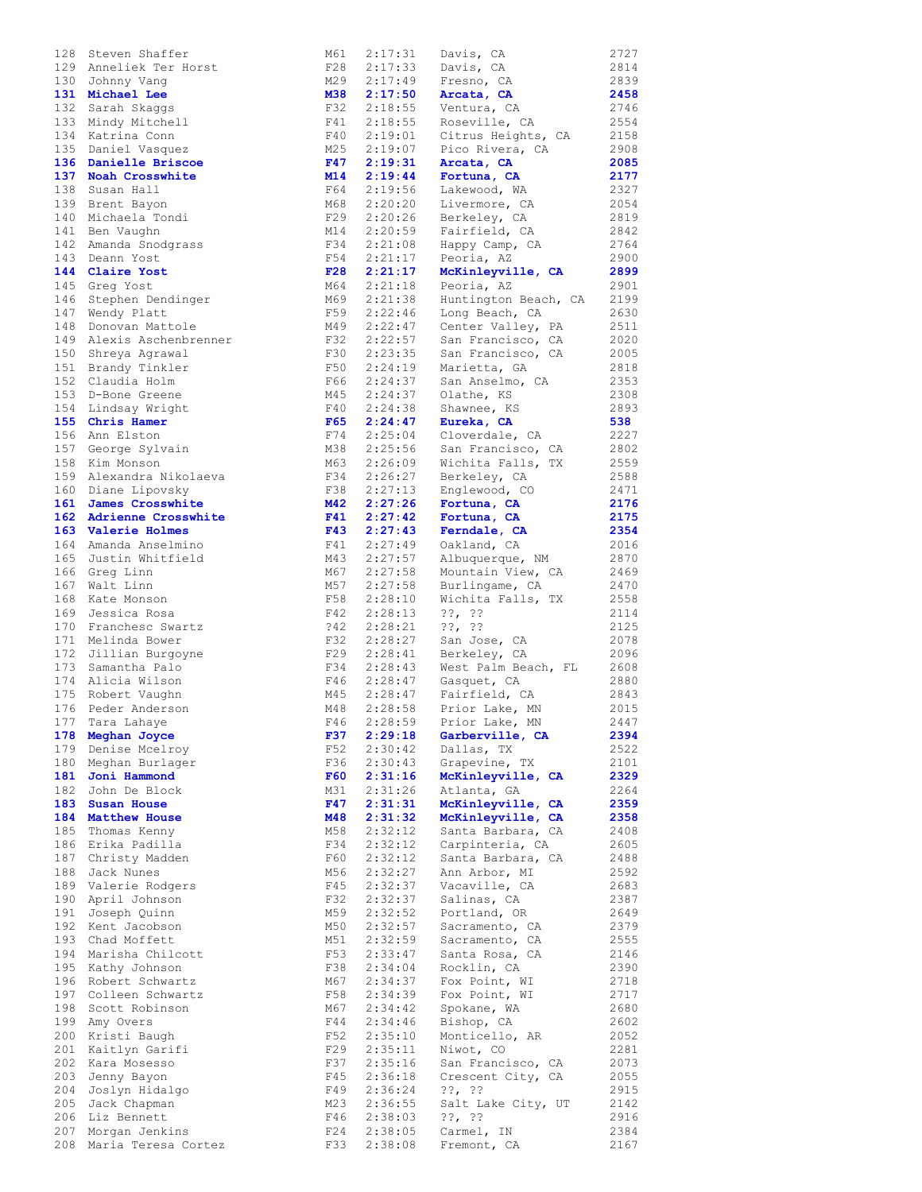| | | | | | |
|---|---|---|---|---|---|
| 128 | Steven Shaffer | M61 | 2:17:31 | Davis, CA | 2727 |
| 129 | Anneliek Ter Horst | F28 | 2:17:33 | Davis, CA | 2814 |
| 130 | Johnny Vang | M29 | 2:17:49 | Fresno, CA | 2839 |
| **131** | **Michael Lee** | **M38** | **2:17:50** | **Arcata, CA** | **2458** |
| 132 | Sarah Skaggs | F32 | 2:18:55 | Ventura, CA | 2746 |
| 133 | Mindy Mitchell | F41 | 2:18:55 | Roseville, CA | 2554 |
| 134 | Katrina Conn | F40 | 2:19:01 | Citrus Heights, CA | 2158 |
| 135 | Daniel Vasquez | M25 | 2:19:07 | Pico Rivera, CA | 2908 |
| **136** | **Danielle Briscoe** | **F47** | **2:19:31** | **Arcata, CA** | **2085** |
| **137** | **Noah Crosswhite** | **M14** | **2:19:44** | **Fortuna, CA** | **2177** |
| 138 | Susan Hall | F64 | 2:19:56 | Lakewood, WA | 2327 |
| 139 | Brent Bayon | M68 | 2:20:20 | Livermore, CA | 2054 |
| 140 | Michaela Tondi | F29 | 2:20:26 | Berkeley, CA | 2819 |
| 141 | Ben Vaughn | M14 | 2:20:59 | Fairfield, CA | 2842 |
| 142 | Amanda Snodgrass | F34 | 2:21:08 | Happy Camp, CA | 2764 |
| 143 | Deann Yost | F54 | 2:21:17 | Peoria, AZ | 2900 |
| **144** | **Claire Yost** | **F28** | **2:21:17** | **McKinleyville, CA** | **2899** |
| 145 | Greg Yost | M64 | 2:21:18 | Peoria, AZ | 2901 |
| 146 | Stephen Dendinger | M69 | 2:21:38 | Huntington Beach, CA | 2199 |
| 147 | Wendy Platt | F59 | 2:22:46 | Long Beach, CA | 2630 |
| 148 | Donovan Mattole | M49 | 2:22:47 | Center Valley, PA | 2511 |
| 149 | Alexis Aschenbrenner | F32 | 2:22:57 | San Francisco, CA | 2020 |
| 150 | Shreya Agrawal | F30 | 2:23:35 | San Francisco, CA | 2005 |
| 151 | Brandy Tinkler | F50 | 2:24:19 | Marietta, GA | 2818 |
| 152 | Claudia Holm | F66 | 2:24:37 | San Anselmo, CA | 2353 |
| 153 | D-Bone Greene | M45 | 2:24:37 | Olathe, KS | 2308 |
| 154 | Lindsay Wright | F40 | 2:24:38 | Shawnee, KS | 2893 |
| **155** | **Chris Hamer** | **F65** | **2:24:47** | **Eureka, CA** | **538** |
| 156 | Ann Elston | F74 | 2:25:04 | Cloverdale, CA | 2227 |
| 157 | George Sylvain | M38 | 2:25:56 | San Francisco, CA | 2802 |
| 158 | Kim Monson | M63 | 2:26:09 | Wichita Falls, TX | 2559 |
| 159 | Alexandra Nikolaeva | F34 | 2:26:27 | Berkeley, CA | 2588 |
| 160 | Diane Lipovsky | F38 | 2:27:13 | Englewood, CO | 2471 |
| **161** | **James Crosswhite** | **M42** | **2:27:26** | **Fortuna, CA** | **2176** |
| **162** | **Adrienne Crosswhite** | **F41** | **2:27:42** | **Fortuna, CA** | **2175** |
| **163** | **Valerie Holmes** | **F43** | **2:27:43** | **Ferndale, CA** | **2354** |
| 164 | Amanda Anselmino | F41 | 2:27:49 | Oakland, CA | 2016 |
| 165 | Justin Whitfield | M43 | 2:27:57 | Albuquerque, NM | 2870 |
| 166 | Greg Linn | M67 | 2:27:58 | Mountain View, CA | 2469 |
| 167 | Walt Linn | M57 | 2:27:58 | Burlingame, CA | 2470 |
| 168 | Kate Monson | F58 | 2:28:10 | Wichita Falls, TX | 2558 |
| 169 | Jessica Rosa | F42 | 2:28:13 | ??, ?? | 2114 |
| 170 | Franchesc Swartz | ?42 | 2:28:21 | ??, ?? | 2125 |
| 171 | Melinda Bower | F32 | 2:28:27 | San Jose, CA | 2078 |
| 172 | Jillian Burgoyne | F29 | 2:28:41 | Berkeley, CA | 2096 |
| 173 | Samantha Palo | F34 | 2:28:43 | West Palm Beach, FL | 2608 |
| 174 | Alicia Wilson | F46 | 2:28:47 | Gasquet, CA | 2880 |
| 175 | Robert Vaughn | M45 | 2:28:47 | Fairfield, CA | 2843 |
| 176 | Peder Anderson | M48 | 2:28:58 | Prior Lake, MN | 2015 |
| 177 | Tara Lahaye | F46 | 2:28:59 | Prior Lake, MN | 2447 |
| **178** | **Meghan Joyce** | **F37** | **2:29:18** | **Garberville, CA** | **2394** |
| 179 | Denise Mcelroy | F52 | 2:30:42 | Dallas, TX | 2522 |
| 180 | Meghan Burlager | F36 | 2:30:43 | Grapevine, TX | 2101 |
| **181** | **Joni Hammond** | **F60** | **2:31:16** | **McKinleyville, CA** | **2329** |
| 182 | John De Block | M31 | 2:31:26 | Atlanta, GA | 2264 |
| **183** | **Susan House** | **F47** | **2:31:31** | **McKinleyville, CA** | **2359** |
| **184** | **Matthew House** | **M48** | **2:31:32** | **McKinleyville, CA** | **2358** |
| 185 | Thomas Kenny | M58 | 2:32:12 | Santa Barbara, CA | 2408 |
| 186 | Erika Padilla | F34 | 2:32:12 | Carpinteria, CA | 2605 |
| 187 | Christy Madden | F60 | 2:32:12 | Santa Barbara, CA | 2488 |
| 188 | Jack Nunes | M56 | 2:32:27 | Ann Arbor, MI | 2592 |
| 189 | Valerie Rodgers | F45 | 2:32:37 | Vacaville, CA | 2683 |
| 190 | April Johnson | F32 | 2:32:37 | Salinas, CA | 2387 |
| 191 | Joseph Quinn | M59 | 2:32:52 | Portland, OR | 2649 |
| 192 | Kent Jacobson | M50 | 2:32:57 | Sacramento, CA | 2379 |
| 193 | Chad Moffett | M51 | 2:32:59 | Sacramento, CA | 2555 |
| 194 | Marisha Chilcott | F53 | 2:33:47 | Santa Rosa, CA | 2146 |
| 195 | Kathy Johnson | F38 | 2:34:04 | Rocklin, CA | 2390 |
| 196 | Robert Schwartz | M67 | 2:34:37 | Fox Point, WI | 2718 |
| 197 | Colleen Schwartz | F58 | 2:34:39 | Fox Point, WI | 2717 |
| 198 | Scott Robinson | M67 | 2:34:42 | Spokane, WA | 2680 |
| 199 | Amy Overs | F44 | 2:34:46 | Bishop, CA | 2602 |
| 200 | Kristi Baugh | F52 | 2:35:10 | Monticello, AR | 2052 |
| 201 | Kaitlyn Garifi | F29 | 2:35:11 | Niwot, CO | 2281 |
| 202 | Kara Mosesso | F37 | 2:35:16 | San Francisco, CA | 2073 |
| 203 | Jenny Bayon | F45 | 2:36:18 | Crescent City, CA | 2055 |
| 204 | Joslyn Hidalgo | F49 | 2:36:24 | ??, ?? | 2915 |
| 205 | Jack Chapman | M23 | 2:36:55 | Salt Lake City, UT | 2142 |
| 206 | Liz Bennett | F46 | 2:38:03 | ??, ?? | 2916 |
| 207 | Morgan Jenkins | F24 | 2:38:05 | Carmel, IN | 2384 |
| 208 | Maria Teresa Cortez | F33 | 2:38:08 | Fremont, CA | 2167 |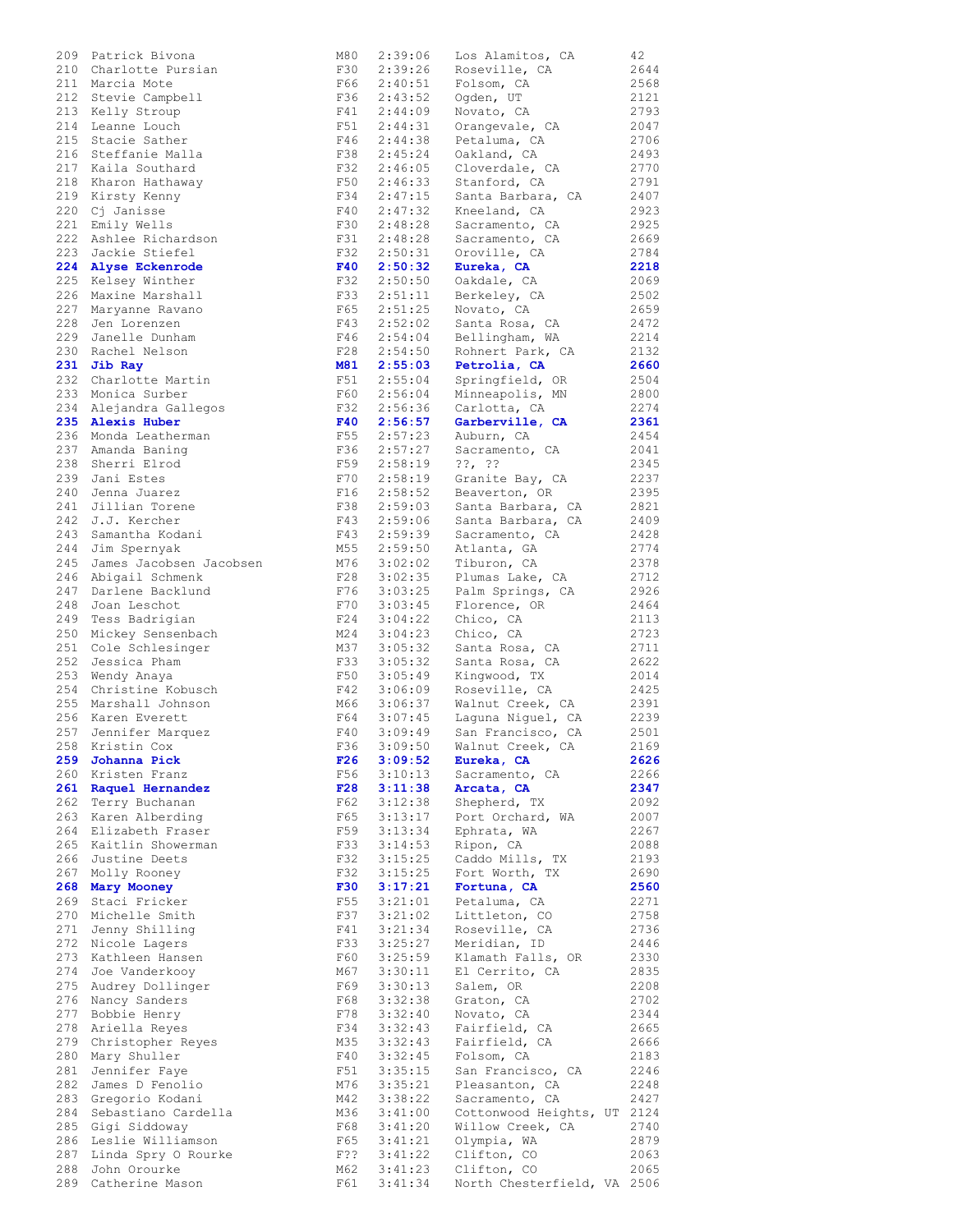| | | | | | |
|---|---|---|---|---|---|
| 209 | Patrick Bivona | M80 | 2:39:06 | Los Alamitos, CA | 42 |
| 210 | Charlotte Pursian | F30 | 2:39:26 | Roseville, CA | 2644 |
| 211 | Marcia Mote | F66 | 2:40:51 | Folsom, CA | 2568 |
| 212 | Stevie Campbell | F36 | 2:43:52 | Ogden, UT | 2121 |
| 213 | Kelly Stroup | F41 | 2:44:09 | Novato, CA | 2793 |
| 214 | Leanne Louch | F51 | 2:44:31 | Orangevale, CA | 2047 |
| 215 | Stacie Sather | F46 | 2:44:38 | Petaluma, CA | 2706 |
| 216 | Steffanie Malla | F38 | 2:45:24 | Oakland, CA | 2493 |
| 217 | Kaila Southard | F32 | 2:46:05 | Cloverdale, CA | 2770 |
| 218 | Kharon Hathaway | F50 | 2:46:33 | Stanford, CA | 2791 |
| 219 | Kirsty Kenny | F34 | 2:47:15 | Santa Barbara, CA | 2407 |
| 220 | Cj Janisse | F40 | 2:47:32 | Kneeland, CA | 2923 |
| 221 | Emily Wells | F30 | 2:48:28 | Sacramento, CA | 2925 |
| 222 | Ashlee Richardson | F31 | 2:48:28 | Sacramento, CA | 2669 |
| 223 | Jackie Stiefel | F32 | 2:50:31 | Oroville, CA | 2784 |
| **224** | **Alyse Eckenrode** | **F40** | **2:50:32** | **Eureka, CA** | **2218** |
| 225 | Kelsey Winther | F32 | 2:50:50 | Oakdale, CA | 2069 |
| 226 | Maxine Marshall | F33 | 2:51:11 | Berkeley, CA | 2502 |
| 227 | Maryanne Ravano | F65 | 2:51:25 | Novato, CA | 2659 |
| 228 | Jen Lorenzen | F43 | 2:52:02 | Santa Rosa, CA | 2472 |
| 229 | Janelle Dunham | F46 | 2:54:04 | Bellingham, WA | 2214 |
| 230 | Rachel Nelson | F28 | 2:54:50 | Rohnert Park, CA | 2132 |
| **231** | **Jib Ray** | **M81** | **2:55:03** | **Petrolia, CA** | **2660** |
| 232 | Charlotte Martin | F51 | 2:55:04 | Springfield, OR | 2504 |
| 233 | Monica Surber | F60 | 2:56:04 | Minneapolis, MN | 2800 |
| 234 | Alejandra Gallegos | F32 | 2:56:36 | Carlotta, CA | 2274 |
| **235** | **Alexis Huber** | **F40** | **2:56:57** | **Garberville, CA** | **2361** |
| 236 | Monda Leatherman | F55 | 2:57:23 | Auburn, CA | 2454 |
| 237 | Amanda Baning | F36 | 2:57:27 | Sacramento, CA | 2041 |
| 238 | Sherri Elrod | F59 | 2:58:19 | ??, ?? | 2345 |
| 239 | Jani Estes | F70 | 2:58:19 | Granite Bay, CA | 2237 |
| 240 | Jenna Juarez | F16 | 2:58:52 | Beaverton, OR | 2395 |
| 241 | Jillian Torene | F38 | 2:59:03 | Santa Barbara, CA | 2821 |
| 242 | J.J. Kercher | F43 | 2:59:06 | Santa Barbara, CA | 2409 |
| 243 | Samantha Kodani | F43 | 2:59:39 | Sacramento, CA | 2428 |
| 244 | Jim Spernyak | M55 | 2:59:50 | Atlanta, GA | 2774 |
| 245 | James Jacobsen Jacobsen | M76 | 3:02:02 | Tiburon, CA | 2378 |
| 246 | Abigail Schmenk | F28 | 3:02:35 | Plumas Lake, CA | 2712 |
| 247 | Darlene Backlund | F76 | 3:03:25 | Palm Springs, CA | 2926 |
| 248 | Joan Leschot | F70 | 3:03:45 | Florence, OR | 2464 |
| 249 | Tess Badrigian | F24 | 3:04:22 | Chico, CA | 2113 |
| 250 | Mickey Sensenbach | M24 | 3:04:23 | Chico, CA | 2723 |
| 251 | Cole Schlesinger | M37 | 3:05:32 | Santa Rosa, CA | 2711 |
| 252 | Jessica Pham | F33 | 3:05:32 | Santa Rosa, CA | 2622 |
| 253 | Wendy Anaya | F50 | 3:05:49 | Kingwood, TX | 2014 |
| 254 | Christine Kobusch | F42 | 3:06:09 | Roseville, CA | 2425 |
| 255 | Marshall Johnson | M66 | 3:06:37 | Walnut Creek, CA | 2391 |
| 256 | Karen Everett | F64 | 3:07:45 | Laguna Niguel, CA | 2239 |
| 257 | Jennifer Marquez | F40 | 3:09:49 | San Francisco, CA | 2501 |
| 258 | Kristin Cox | F36 | 3:09:50 | Walnut Creek, CA | 2169 |
| **259** | **Johanna Pick** | **F26** | **3:09:52** | **Eureka, CA** | **2626** |
| 260 | Kristen Franz | F56 | 3:10:13 | Sacramento, CA | 2266 |
| **261** | **Raquel Hernandez** | **F28** | **3:11:38** | **Arcata, CA** | **2347** |
| 262 | Terry Buchanan | F62 | 3:12:38 | Shepherd, TX | 2092 |
| 263 | Karen Alberding | F65 | 3:13:17 | Port Orchard, WA | 2007 |
| 264 | Elizabeth Fraser | F59 | 3:13:34 | Ephrata, WA | 2267 |
| 265 | Kaitlin Showerman | F33 | 3:14:53 | Ripon, CA | 2088 |
| 266 | Justine Deets | F32 | 3:15:25 | Caddo Mills, TX | 2193 |
| 267 | Molly Rooney | F32 | 3:15:25 | Fort Worth, TX | 2690 |
| **268** | **Mary Mooney** | **F30** | **3:17:21** | **Fortuna, CA** | **2560** |
| 269 | Staci Fricker | F55 | 3:21:01 | Petaluma, CA | 2271 |
| 270 | Michelle Smith | F37 | 3:21:02 | Littleton, CO | 2758 |
| 271 | Jenny Shilling | F41 | 3:21:34 | Roseville, CA | 2736 |
| 272 | Nicole Lagers | F33 | 3:25:27 | Meridian, ID | 2446 |
| 273 | Kathleen Hansen | F60 | 3:25:59 | Klamath Falls, OR | 2330 |
| 274 | Joe Vanderkooy | M67 | 3:30:11 | El Cerrito, CA | 2835 |
| 275 | Audrey Dollinger | F69 | 3:30:13 | Salem, OR | 2208 |
| 276 | Nancy Sanders | F68 | 3:32:38 | Graton, CA | 2702 |
| 277 | Bobbie Henry | F78 | 3:32:40 | Novato, CA | 2344 |
| 278 | Ariella Reyes | F34 | 3:32:43 | Fairfield, CA | 2665 |
| 279 | Christopher Reyes | M35 | 3:32:43 | Fairfield, CA | 2666 |
| 280 | Mary Shuller | F40 | 3:32:45 | Folsom, CA | 2183 |
| 281 | Jennifer Faye | F51 | 3:35:15 | San Francisco, CA | 2246 |
| 282 | James D Fenolio | M76 | 3:35:21 | Pleasanton, CA | 2248 |
| 283 | Gregorio Kodani | M42 | 3:38:22 | Sacramento, CA | 2427 |
| 284 | Sebastiano Cardella | M36 | 3:41:00 | Cottonwood Heights, UT | 2124 |
| 285 | Gigi Siddoway | F68 | 3:41:20 | Willow Creek, CA | 2740 |
| 286 | Leslie Williamson | F65 | 3:41:21 | Olympia, WA | 2879 |
| 287 | Linda Spry O Rourke | F?? | 3:41:22 | Clifton, CO | 2063 |
| 288 | John Orourke | M62 | 3:41:23 | Clifton, CO | 2065 |
| 289 | Catherine Mason | F61 | 3:41:34 | North Chesterfield, VA | 2506 |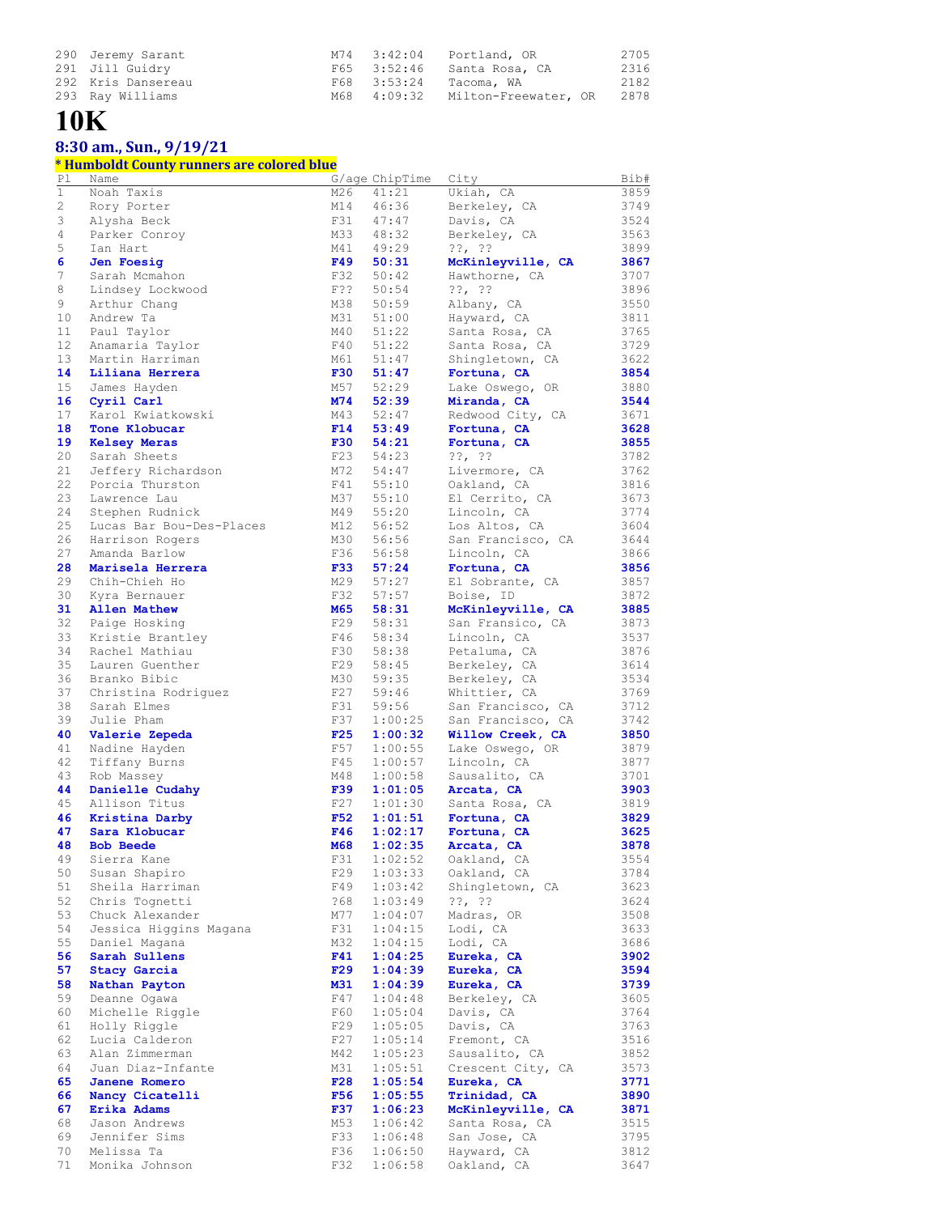| Pl | Name | G/age | ChipTime | City | Bib# |
|---|---|---|---|---|---|
| 290 | Jeremy Sarant | M74 | 3:42:04 | Portland, OR | 2705 |
| 291 | Jill Guidry | F65 | 3:52:46 | Santa Rosa, CA | 2316 |
| 292 | Kris Dansereau | F68 | 3:53:24 | Tacoma, WA | 2182 |
| 293 | Ray Williams | M68 | 4:09:32 | Milton-Freewater, OR | 2878 |

# 10K

## 8:30 am., Sun., 9/19/21

**\* Humboldt County runners are colored blue**

| Pl | Name | G/age | ChipTime | City | Bib# |
|---|---|---|---|---|---|
| 1 | Noah Taxis | M26 | 41:21 | Ukiah, CA | 3859 |
| 2 | Rory Porter | M14 | 46:36 | Berkeley, CA | 3749 |
| 3 | Alysha Beck | F31 | 47:47 | Davis, CA | 3524 |
| 4 | Parker Conroy | M33 | 48:32 | Berkeley, CA | 3563 |
| 5 | Ian Hart | M41 | 49:29 | ??, ?? | 3899 |
| **6** | **Jen Foesig** | **F49** | **50:31** | **McKinleyville, CA** | **3867** |
| 7 | Sarah Mcmahon | F32 | 50:42 | Hawthorne, CA | 3707 |
| 8 | Lindsey Lockwood | F?? | 50:54 | ??, ?? | 3896 |
| 9 | Arthur Chang | M38 | 50:59 | Albany, CA | 3550 |
| 10 | Andrew Ta | M31 | 51:00 | Hayward, CA | 3811 |
| 11 | Paul Taylor | M40 | 51:22 | Santa Rosa, CA | 3765 |
| 12 | Anamaria Taylor | F40 | 51:22 | Santa Rosa, CA | 3729 |
| 13 | Martin Harriman | M61 | 51:47 | Shingletown, CA | 3622 |
| **14** | **Liliana Herrera** | **F30** | **51:47** | **Fortuna, CA** | **3854** |
| 15 | James Hayden | M57 | 52:29 | Lake Oswego, OR | 3880 |
| **16** | **Cyril Carl** | **M74** | **52:39** | **Miranda, CA** | **3544** |
| 17 | Karol Kwiatkowski | M43 | 52:47 | Redwood City, CA | 3671 |
| **18** | **Tone Klobucar** | **F14** | **53:49** | **Fortuna, CA** | **3628** |
| **19** | **Kelsey Meras** | **F30** | **54:21** | **Fortuna, CA** | **3855** |
| 20 | Sarah Sheets | F23 | 54:23 | ??, ?? | 3782 |
| 21 | Jeffery Richardson | M72 | 54:47 | Livermore, CA | 3762 |
| 22 | Porcia Thurston | F41 | 55:10 | Oakland, CA | 3816 |
| 23 | Lawrence Lau | M37 | 55:10 | El Cerrito, CA | 3673 |
| 24 | Stephen Rudnick | M49 | 55:20 | Lincoln, CA | 3774 |
| 25 | Lucas Bar Bou-Des-Places | M12 | 56:52 | Los Altos, CA | 3604 |
| 26 | Harrison Rogers | M30 | 56:56 | San Francisco, CA | 3644 |
| 27 | Amanda Barlow | F36 | 56:58 | Lincoln, CA | 3866 |
| **28** | **Marisela Herrera** | **F33** | **57:24** | **Fortuna, CA** | **3856** |
| 29 | Chih-Chieh Ho | M29 | 57:27 | El Sobrante, CA | 3857 |
| 30 | Kyra Bernauer | F32 | 57:57 | Boise, ID | 3872 |
| **31** | **Allen Mathew** | **M65** | **58:31** | **McKinleyville, CA** | **3885** |
| 32 | Paige Hosking | F29 | 58:31 | San Fransico, CA | 3873 |
| 33 | Kristie Brantley | F46 | 58:34 | Lincoln, CA | 3537 |
| 34 | Rachel Mathiau | F30 | 58:38 | Petaluma, CA | 3876 |
| 35 | Lauren Guenther | F29 | 58:45 | Berkeley, CA | 3614 |
| 36 | Branko Bibic | M30 | 59:35 | Berkeley, CA | 3534 |
| 37 | Christina Rodriguez | F27 | 59:46 | Whittier, CA | 3769 |
| 38 | Sarah Elmes | F31 | 59:56 | San Francisco, CA | 3712 |
| 39 | Julie Pham | F37 | 1:00:25 | San Francisco, CA | 3742 |
| **40** | **Valerie Zepeda** | **F25** | **1:00:32** | **Willow Creek, CA** | **3850** |
| 41 | Nadine Hayden | F57 | 1:00:55 | Lake Oswego, OR | 3879 |
| 42 | Tiffany Burns | F45 | 1:00:57 | Lincoln, CA | 3877 |
| 43 | Rob Massey | M48 | 1:00:58 | Sausalito, CA | 3701 |
| **44** | **Danielle Cudahy** | **F39** | **1:01:05** | **Arcata, CA** | **3903** |
| 45 | Allison Titus | F27 | 1:01:30 | Santa Rosa, CA | 3819 |
| **46** | **Kristina Darby** | **F52** | **1:01:51** | **Fortuna, CA** | **3829** |
| **47** | **Sara Klobucar** | **F46** | **1:02:17** | **Fortuna, CA** | **3625** |
| **48** | **Bob Beede** | **M68** | **1:02:35** | **Arcata, CA** | **3878** |
| 49 | Sierra Kane | F31 | 1:02:52 | Oakland, CA | 3554 |
| 50 | Susan Shapiro | F29 | 1:03:33 | Oakland, CA | 3784 |
| 51 | Sheila Harriman | F49 | 1:03:42 | Shingletown, CA | 3623 |
| 52 | Chris Tognetti | ?68 | 1:03:49 | ??, ?? | 3624 |
| 53 | Chuck Alexander | M77 | 1:04:07 | Madras, OR | 3508 |
| 54 | Jessica Higgins Magana | F31 | 1:04:15 | Lodi, CA | 3633 |
| 55 | Daniel Magana | M32 | 1:04:15 | Lodi, CA | 3686 |
| **56** | **Sarah Sullens** | **F41** | **1:04:25** | **Eureka, CA** | **3902** |
| **57** | **Stacy Garcia** | **F29** | **1:04:39** | **Eureka, CA** | **3594** |
| **58** | **Nathan Payton** | **M31** | **1:04:39** | **Eureka, CA** | **3739** |
| 59 | Deanne Ogawa | F47 | 1:04:48 | Berkeley, CA | 3605 |
| 60 | Michelle Riggle | F60 | 1:05:04 | Davis, CA | 3764 |
| 61 | Holly Riggle | F29 | 1:05:05 | Davis, CA | 3763 |
| 62 | Lucia Calderon | F27 | 1:05:14 | Fremont, CA | 3516 |
| 63 | Alan Zimmerman | M42 | 1:05:23 | Sausalito, CA | 3852 |
| 64 | Juan Diaz-Infante | M31 | 1:05:51 | Crescent City, CA | 3573 |
| **65** | **Janene Romero** | **F28** | **1:05:54** | **Eureka, CA** | **3771** |
| **66** | **Nancy Cicatelli** | **F56** | **1:05:55** | **Trinidad, CA** | **3890** |
| **67** | **Erika Adams** | **F37** | **1:06:23** | **McKinleyville, CA** | **3871** |
| 68 | Jason Andrews | M53 | 1:06:42 | Santa Rosa, CA | 3515 |
| 69 | Jennifer Sims | F33 | 1:06:48 | San Jose, CA | 3795 |
| 70 | Melissa Ta | F36 | 1:06:50 | Hayward, CA | 3812 |
| 71 | Monika Johnson | F32 | 1:06:58 | Oakland, CA | 3647 |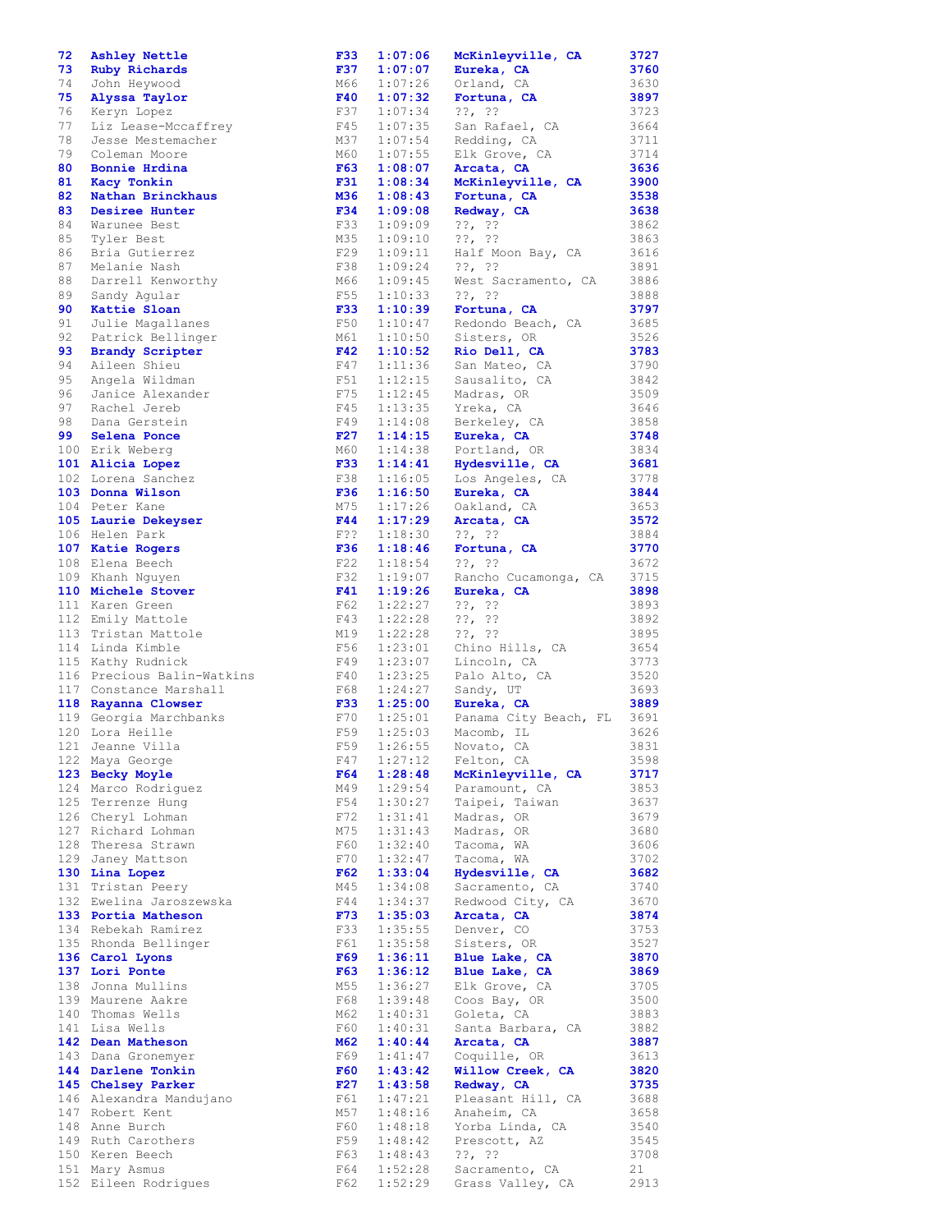| | | | | | |
|---|---|---|---|---|---|
| **72** | **Ashley Nettle** | **F33** | **1:07:06** | **McKinleyville, CA** | **3727** |
| **73** | **Ruby Richards** | **F37** | **1:07:07** | **Eureka, CA** | **3760** |
| 74 | John Heywood | M66 | 1:07:26 | Orland, CA | 3630 |
| **75** | **Alyssa Taylor** | **F40** | **1:07:32** | **Fortuna, CA** | **3897** |
| 76 | Keryn Lopez | F37 | 1:07:34 | ??, ?? | 3723 |
| 77 | Liz Lease-Mccaffrey | F45 | 1:07:35 | San Rafael, CA | 3664 |
| 78 | Jesse Mestemacher | M37 | 1:07:54 | Redding, CA | 3711 |
| 79 | Coleman Moore | M60 | 1:07:55 | Elk Grove, CA | 3714 |
| **80** | **Bonnie Hrdina** | **F63** | **1:08:07** | **Arcata, CA** | **3636** |
| **81** | **Kacy Tonkin** | **F31** | **1:08:34** | **McKinleyville, CA** | **3900** |
| **82** | **Nathan Brinckhaus** | **M36** | **1:08:43** | **Fortuna, CA** | **3538** |
| **83** | **Desiree Hunter** | **F34** | **1:09:08** | **Redway, CA** | **3638** |
| 84 | Warunee Best | F33 | 1:09:09 | ??, ?? | 3862 |
| 85 | Tyler Best | M35 | 1:09:10 | ??, ?? | 3863 |
| 86 | Bria Gutierrez | F29 | 1:09:11 | Half Moon Bay, CA | 3616 |
| 87 | Melanie Nash | F38 | 1:09:24 | ??, ?? | 3891 |
| 88 | Darrell Kenworthy | M66 | 1:09:45 | West Sacramento, CA | 3886 |
| 89 | Sandy Agular | F55 | 1:10:33 | ??, ?? | 3888 |
| **90** | **Kattie Sloan** | **F33** | **1:10:39** | **Fortuna, CA** | **3797** |
| 91 | Julie Magallanes | F50 | 1:10:47 | Redondo Beach, CA | 3685 |
| 92 | Patrick Bellinger | M61 | 1:10:50 | Sisters, OR | 3526 |
| **93** | **Brandy Scripter** | **F42** | **1:10:52** | **Rio Dell, CA** | **3783** |
| 94 | Aileen Shieu | F47 | 1:11:36 | San Mateo, CA | 3790 |
| 95 | Angela Wildman | F51 | 1:12:15 | Sausalito, CA | 3842 |
| 96 | Janice Alexander | F75 | 1:12:45 | Madras, OR | 3509 |
| 97 | Rachel Jereb | F45 | 1:13:35 | Yreka, CA | 3646 |
| 98 | Dana Gerstein | F49 | 1:14:08 | Berkeley, CA | 3858 |
| **99** | **Selena Ponce** | **F27** | **1:14:15** | **Eureka, CA** | **3748** |
| 100 | Erik Weberg | M60 | 1:14:38 | Portland, OR | 3834 |
| **101** | **Alicia Lopez** | **F33** | **1:14:41** | **Hydesville, CA** | **3681** |
| 102 | Lorena Sanchez | F38 | 1:16:05 | Los Angeles, CA | 3778 |
| **103** | **Donna Wilson** | **F36** | **1:16:50** | **Eureka, CA** | **3844** |
| 104 | Peter Kane | M75 | 1:17:26 | Oakland, CA | 3653 |
| **105** | **Laurie Dekeyser** | **F44** | **1:17:29** | **Arcata, CA** | **3572** |
| 106 | Helen Park | F?? | 1:18:30 | ??, ?? | 3884 |
| **107** | **Katie Rogers** | **F36** | **1:18:46** | **Fortuna, CA** | **3770** |
| 108 | Elena Beech | F22 | 1:18:54 | ??, ?? | 3672 |
| 109 | Khanh Nguyen | F32 | 1:19:07 | Rancho Cucamonga, CA | 3715 |
| **110** | **Michele Stover** | **F41** | **1:19:26** | **Eureka, CA** | **3898** |
| 111 | Karen Green | F62 | 1:22:27 | ??, ?? | 3893 |
| 112 | Emily Mattole | F43 | 1:22:28 | ??, ?? | 3892 |
| 113 | Tristan Mattole | M19 | 1:22:28 | ??, ?? | 3895 |
| 114 | Linda Kimble | F56 | 1:23:01 | Chino Hills, CA | 3654 |
| 115 | Kathy Rudnick | F49 | 1:23:07 | Lincoln, CA | 3773 |
| 116 | Precious Balin-Watkins | F40 | 1:23:25 | Palo Alto, CA | 3520 |
| 117 | Constance Marshall | F68 | 1:24:27 | Sandy, UT | 3693 |
| **118** | **Rayanna Clowser** | **F33** | **1:25:00** | **Eureka, CA** | **3889** |
| 119 | Georgia Marchbanks | F70 | 1:25:01 | Panama City Beach, FL | 3691 |
| 120 | Lora Heille | F59 | 1:25:03 | Macomb, IL | 3626 |
| 121 | Jeanne Villa | F59 | 1:26:55 | Novato, CA | 3831 |
| 122 | Maya George | F47 | 1:27:12 | Felton, CA | 3598 |
| **123** | **Becky Moyle** | **F64** | **1:28:48** | **McKinleyville, CA** | **3717** |
| 124 | Marco Rodriguez | M49 | 1:29:54 | Paramount, CA | 3853 |
| 125 | Terrenze Hung | F54 | 1:30:27 | Taipei, Taiwan | 3637 |
| 126 | Cheryl Lohman | F72 | 1:31:41 | Madras, OR | 3679 |
| 127 | Richard Lohman | M75 | 1:31:43 | Madras, OR | 3680 |
| 128 | Theresa Strawn | F60 | 1:32:40 | Tacoma, WA | 3606 |
| 129 | Janey Mattson | F70 | 1:32:47 | Tacoma, WA | 3702 |
| **130** | **Lina Lopez** | **F62** | **1:33:04** | **Hydesville, CA** | **3682** |
| 131 | Tristan Peery | M45 | 1:34:08 | Sacramento, CA | 3740 |
| 132 | Ewelina Jaroszewska | F44 | 1:34:37 | Redwood City, CA | 3670 |
| **133** | **Portia Matheson** | **F73** | **1:35:03** | **Arcata, CA** | **3874** |
| 134 | Rebekah Ramirez | F33 | 1:35:55 | Denver, CO | 3753 |
| 135 | Rhonda Bellinger | F61 | 1:35:58 | Sisters, OR | 3527 |
| **136** | **Carol Lyons** | **F69** | **1:36:11** | **Blue Lake, CA** | **3870** |
| **137** | **Lori Ponte** | **F63** | **1:36:12** | **Blue Lake, CA** | **3869** |
| 138 | Jonna Mullins | M55 | 1:36:27 | Elk Grove, CA | 3705 |
| 139 | Maurene Aakre | F68 | 1:39:48 | Coos Bay, OR | 3500 |
| 140 | Thomas Wells | M62 | 1:40:31 | Goleta, CA | 3883 |
| 141 | Lisa Wells | F60 | 1:40:31 | Santa Barbara, CA | 3882 |
| **142** | **Dean Matheson** | **M62** | **1:40:44** | **Arcata, CA** | **3887** |
| 143 | Dana Gronemyer | F69 | 1:41:47 | Coquille, OR | 3613 |
| **144** | **Darlene Tonkin** | **F60** | **1:43:42** | **Willow Creek, CA** | **3820** |
| **145** | **Chelsey Parker** | **F27** | **1:43:58** | **Redway, CA** | **3735** |
| 146 | Alexandra Mandujano | F61 | 1:47:21 | Pleasant Hill, CA | 3688 |
| 147 | Robert Kent | M57 | 1:48:16 | Anaheim, CA | 3658 |
| 148 | Anne Burch | F60 | 1:48:18 | Yorba Linda, CA | 3540 |
| 149 | Ruth Carothers | F59 | 1:48:42 | Prescott, AZ | 3545 |
| 150 | Keren Beech | F63 | 1:48:43 | ??, ?? | 3708 |
| 151 | Mary Asmus | F64 | 1:52:28 | Sacramento, CA | 21 |
| 152 | Eileen Rodrigues | F62 | 1:52:29 | Grass Valley, CA | 2913 |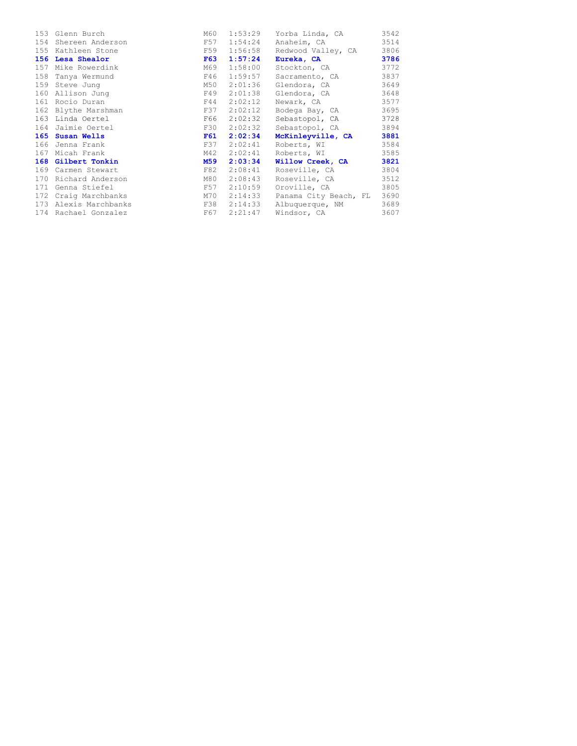| | | | | | |
|---|---|---|---|---|---|
| 153 | Glenn Burch | M60 | 1:53:29 | Yorba Linda, CA | 3542 |
| 154 | Shereen Anderson | F57 | 1:54:24 | Anaheim, CA | 3514 |
| 155 | Kathleen Stone | F59 | 1:56:58 | Redwood Valley, CA | 3806 |
| **156** | **Lesa Shealor** | **F63** | **1:57:24** | **Eureka, CA** | **3786** |
| 157 | Mike Rowerdink | M69 | 1:58:00 | Stockton, CA | 3772 |
| 158 | Tanya Wermund | F46 | 1:59:57 | Sacramento, CA | 3837 |
| 159 | Steve Jung | M50 | 2:01:36 | Glendora, CA | 3649 |
| 160 | Allison Jung | F49 | 2:01:38 | Glendora, CA | 3648 |
| 161 | Rocio Duran | F44 | 2:02:12 | Newark, CA | 3577 |
| 162 | Blythe Marshman | F37 | 2:02:12 | Bodega Bay, CA | 3695 |
| 163 | Linda Oertel | F66 | 2:02:32 | Sebastopol, CA | 3728 |
| 164 | Jaimie Oertel | F30 | 2:02:32 | Sebastopol, CA | 3894 |
| **165** | **Susan Wells** | **F61** | **2:02:34** | **McKinleyville, CA** | **3881** |
| 166 | Jenna Frank | F37 | 2:02:41 | Roberts, WI | 3584 |
| 167 | Micah Frank | M42 | 2:02:41 | Roberts, WI | 3585 |
| **168** | **Gilbert Tonkin** | **M59** | **2:03:34** | **Willow Creek, CA** | **3821** |
| 169 | Carmen Stewart | F82 | 2:08:41 | Roseville, CA | 3804 |
| 170 | Richard Anderson | M80 | 2:08:43 | Roseville, CA | 3512 |
| 171 | Genna Stiefel | F57 | 2:10:59 | Oroville, CA | 3805 |
| 172 | Craig Marchbanks | M70 | 2:14:33 | Panama City Beach, FL | 3690 |
| 173 | Alexis Marchbanks | F38 | 2:14:33 | Albuquerque, NM | 3689 |
| 174 | Rachael Gonzalez | F67 | 2:21:47 | Windsor, CA | 3607 |